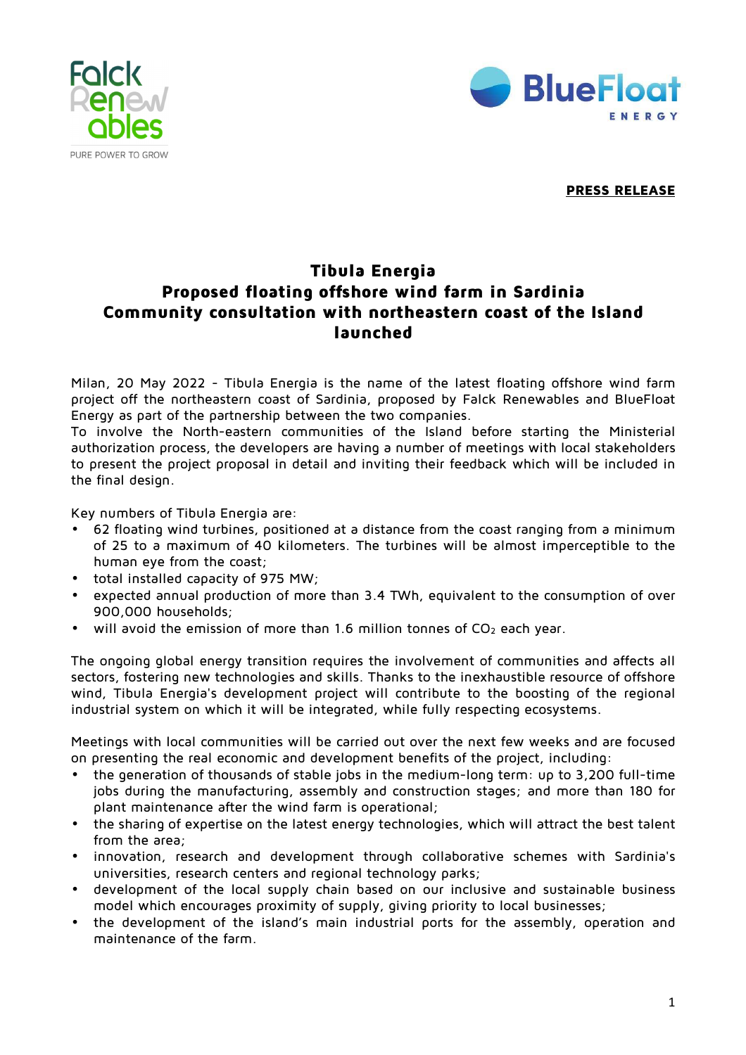**PRESS RELEASE**

# Tibula Energia
# Proposed floating offshore wind farm in Sardinia
# Community consultation with northeastern coast of the Island launched

Milan, 20 May 2022 - Tibula Energia is the name of the latest floating offshore wind farm project off the northeastern coast of Sardinia, proposed by Falck Renewables and BlueFloat Energy as part of the partnership between the two companies.
To involve the North-eastern communities of the Island before starting the Ministerial authorization process, the developers are having a number of meetings with local stakeholders to present the project proposal in detail and inviting their feedback which will be included in the final design.

Key numbers of Tibula Energia are:

- 62 floating wind turbines, positioned at a distance from the coast ranging from a minimum of 25 to a maximum of 40 kilometers. The turbines will be almost imperceptible to the human eye from the coast;
- total installed capacity of 975 MW;
- expected annual production of more than 3.4 TWh, equivalent to the consumption of over 900,000 households;
- will avoid the emission of more than 1.6 million tonnes of $CO_2$ each year.

The ongoing global energy transition requires the involvement of communities and affects all sectors, fostering new technologies and skills. Thanks to the inexhaustible resource of offshore wind, Tibula Energia's development project will contribute to the boosting of the regional industrial system on which it will be integrated, while fully respecting ecosystems.

Meetings with local communities will be carried out over the next few weeks and are focused on presenting the real economic and development benefits of the project, including:

- the generation of thousands of stable jobs in the medium-long term: up to 3,200 full-time jobs during the manufacturing, assembly and construction stages; and more than 180 for plant maintenance after the wind farm is operational;
- the sharing of expertise on the latest energy technologies, which will attract the best talent from the area;
- innovation, research and development through collaborative schemes with Sardinia's universities, research centers and regional technology parks;
- development of the local supply chain based on our inclusive and sustainable business model which encourages proximity of supply, giving priority to local businesses;
- the development of the island's main industrial ports for the assembly, operation and maintenance of the farm.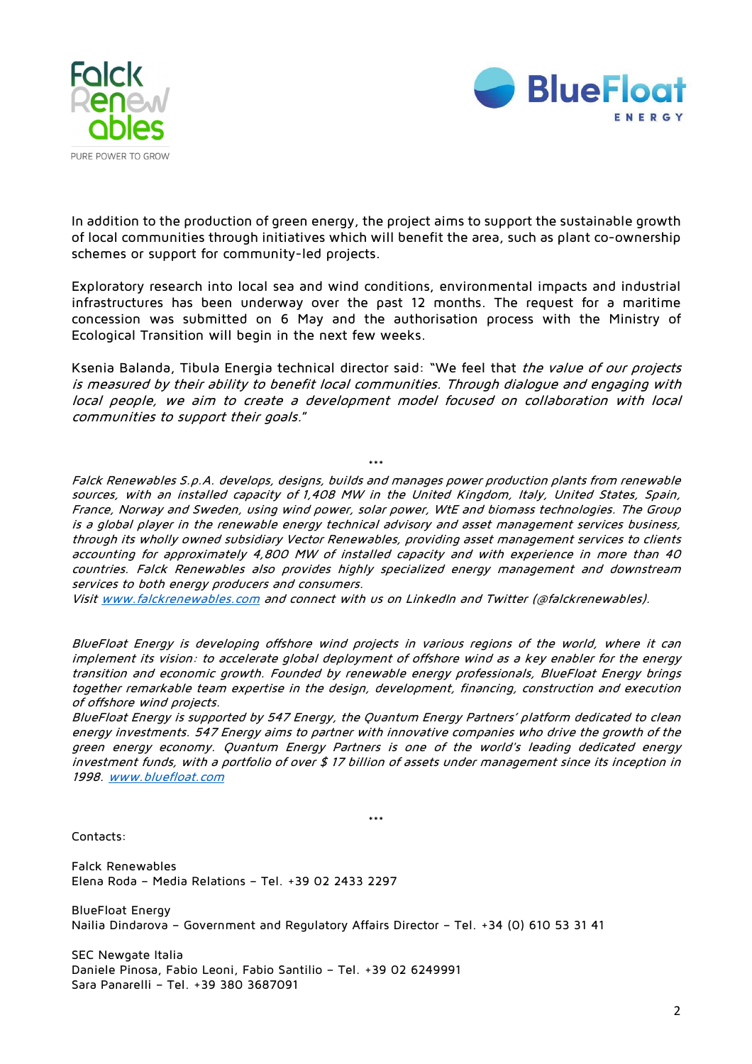In addition to the production of green energy, the project aims to support the sustainable growth of local communities through initiatives which will benefit the area, such as plant co-ownership schemes or support for community-led projects.

Exploratory research into local sea and wind conditions, environmental impacts and industrial infrastructures has been underway over the past 12 months. The request for a maritime concession was submitted on 6 May and the authorisation process with the Ministry of Ecological Transition will begin in the next few weeks.

Ksenia Balanda, Tibula Energia technical director said: "We feel that *the value of our projects is measured by their ability to benefit local communities. Through dialogue and engaging with local people, we aim to create a development model focused on collaboration with local communities to support their goals.*"

\*\*\*

*Falck Renewables S.p.A. develops, designs, builds and manages power production plants from renewable sources, with an installed capacity of 1,408 MW in the United Kingdom, Italy, United States, Spain, France, Norway and Sweden, using wind power, solar power, WtE and biomass technologies. The Group is a global player in the renewable energy technical advisory and asset management services business, through its wholly owned subsidiary Vector Renewables, providing asset management services to clients accounting for approximately 4,800 MW of installed capacity and with experience in more than 40 countries. Falck Renewables also provides highly specialized energy management and downstream services to both energy producers and consumers.*
*Visit [www.falckrenewables.com](http://www.falckrenewables.com) and connect with us on LinkedIn and Twitter (@falckrenewables).*

*BlueFloat Energy is developing offshore wind projects in various regions of the world, where it can implement its vision: to accelerate global deployment of offshore wind as a key enabler for the energy transition and economic growth. Founded by renewable energy professionals, BlueFloat Energy brings together remarkable team expertise in the design, development, financing, construction and execution of offshore wind projects.*
*BlueFloat Energy is supported by 547 Energy, the Quantum Energy Partners' platform dedicated to clean energy investments. 547 Energy aims to partner with innovative companies who drive the growth of the green energy economy. Quantum Energy Partners is one of the world's leading dedicated energy investment funds, with a portfolio of over $ 17 billion of assets under management since its inception in 1998. [www.bluefloat.com](http://www.bluefloat.com)*

\*\*\*

Contacts:

Falck Renewables
Elena Roda – Media Relations – Tel. +39 02 2433 2297

BlueFloat Energy
Nailia Dindarova – Government and Regulatory Affairs Director – Tel. +34 (0) 610 53 31 41

SEC Newgate Italia
Daniele Pinosa, Fabio Leoni, Fabio Santilio – Tel. +39 02 6249991
Sara Panarelli – Tel. +39 380 3687091